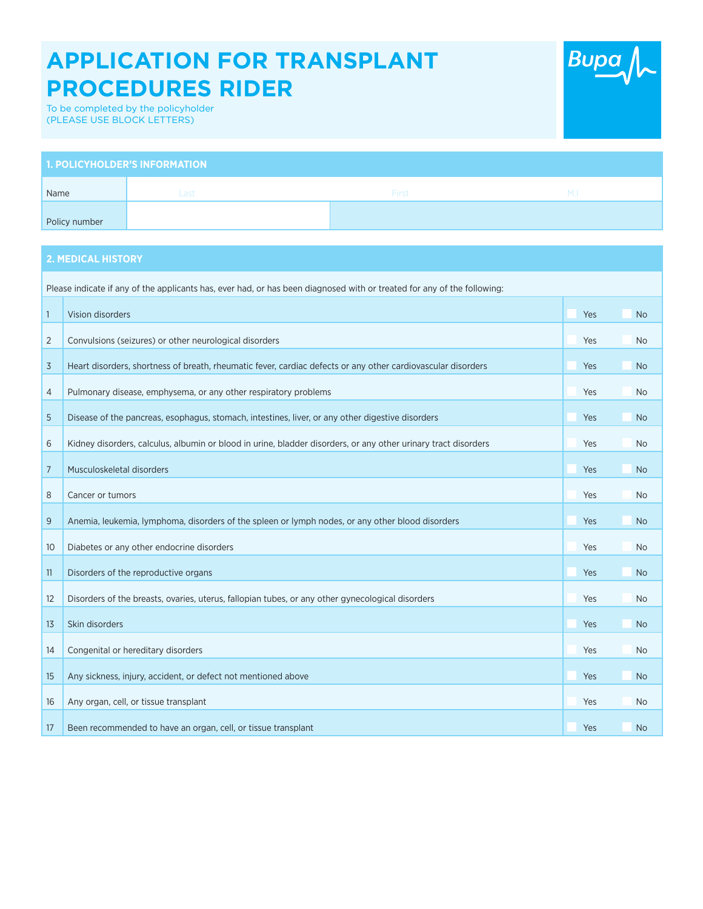# APPLICATION FOR TRANSPLANT PROCEDURES RIDER

To be completed by the policyholder
(PLEASE USE BLOCK LETTERS)

Bupa

## 1. POLICYHOLDER'S INFORMATION

| | | | |
|---|---|---|---|
| Name | Last | First | M.I |
| Policy number | | | |

## 2. MEDICAL HISTORY

Please indicate if any of the applicants has, ever had, or has been diagnosed with or treated for any of the following:

| # | Condition | Yes | No |
|---|---|---|---|
| 1 | Vision disorders | ☐ Yes | ☐ No |
| 2 | Convulsions (seizures) or other neurological disorders | ☐ Yes | ☐ No |
| 3 | Heart disorders, shortness of breath, rheumatic fever, cardiac defects or any other cardiovascular disorders | ☐ Yes | ☐ No |
| 4 | Pulmonary disease, emphysema, or any other respiratory problems | ☐ Yes | ☐ No |
| 5 | Disease of the pancreas, esophagus, stomach, intestines, liver, or any other digestive disorders | ☐ Yes | ☐ No |
| 6 | Kidney disorders, calculus, albumin or blood in urine, bladder disorders, or any other urinary tract disorders | ☐ Yes | ☐ No |
| 7 | Musculoskeletal disorders | ☐ Yes | ☐ No |
| 8 | Cancer or tumors | ☐ Yes | ☐ No |
| 9 | Anemia, leukemia, lymphoma, disorders of the spleen or lymph nodes, or any other blood disorders | ☐ Yes | ☐ No |
| 10 | Diabetes or any other endocrine disorders | ☐ Yes | ☐ No |
| 11 | Disorders of the reproductive organs | ☐ Yes | ☐ No |
| 12 | Disorders of the breasts, ovaries, uterus, fallopian tubes, or any other gynecological disorders | ☐ Yes | ☐ No |
| 13 | Skin disorders | ☐ Yes | ☐ No |
| 14 | Congenital or hereditary disorders | ☐ Yes | ☐ No |
| 15 | Any sickness, injury, accident, or defect not mentioned above | ☐ Yes | ☐ No |
| 16 | Any organ, cell, or tissue transplant | ☐ Yes | ☐ No |
| 17 | Been recommended to have an organ, cell, or tissue transplant | ☐ Yes | ☐ No |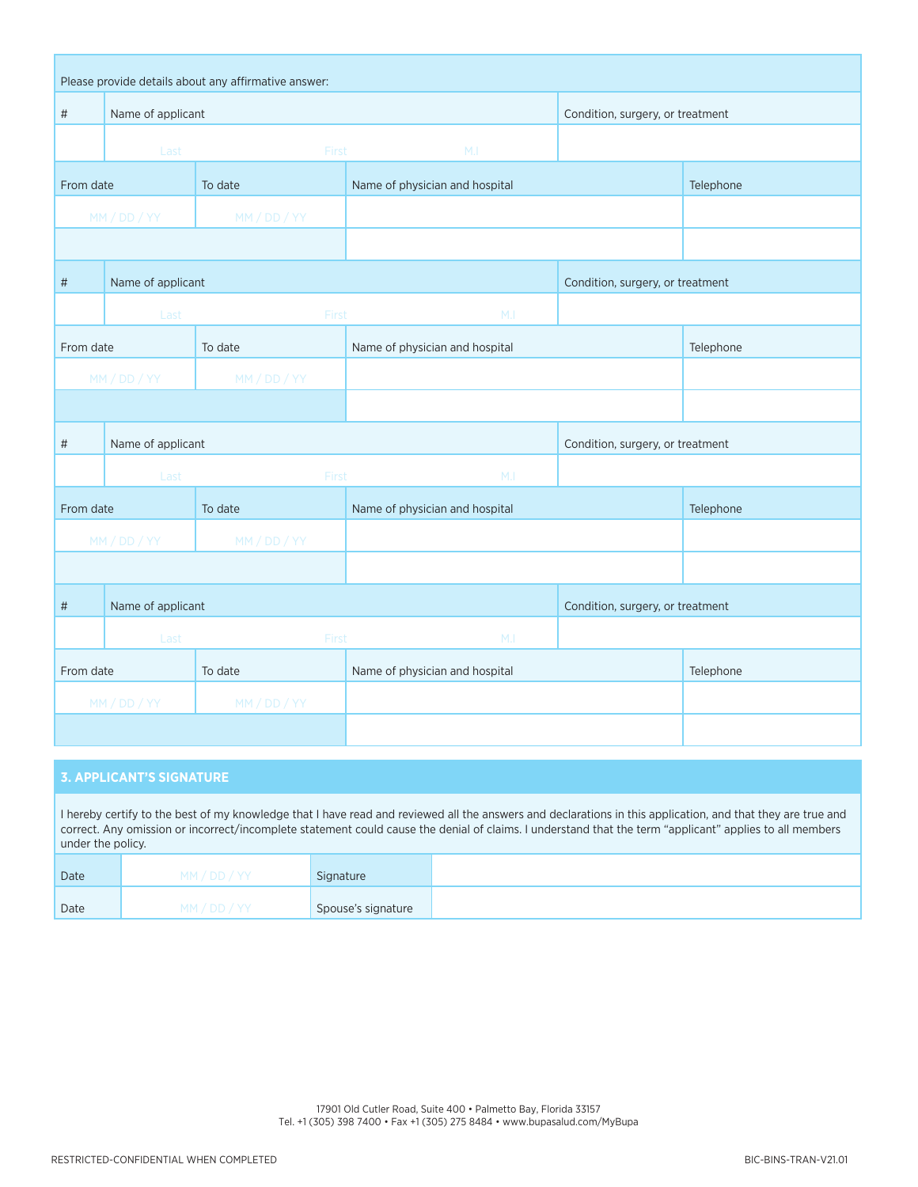Please provide details about any affirmative answer:

| # | Name of applicant | Condition, surgery, or treatment |
|---|---|---|
| | Last First M.I | |

| From date | To date | Name of physician and hospital | Telephone |
|---|---|---|---|
| MM / DD / YY | MM / DD / YY | | |
| | | | |

| # | Name of applicant | Condition, surgery, or treatment |
|---|---|---|
| | Last First M.I | |

| From date | To date | Name of physician and hospital | Telephone |
|---|---|---|---|
| MM / DD / YY | MM / DD / YY | | |
| | | | |

| # | Name of applicant | Condition, surgery, or treatment |
|---|---|---|
| | Last First M.I | |

| From date | To date | Name of physician and hospital | Telephone |
|---|---|---|---|
| MM / DD / YY | MM / DD / YY | | |
| | | | |

| # | Name of applicant | Condition, surgery, or treatment |
|---|---|---|
| | Last First M.I | |

| From date | To date | Name of physician and hospital | Telephone |
|---|---|---|---|
| MM / DD / YY | MM / DD / YY | | |
| | | | |

## 3. APPLICANT'S SIGNATURE

I hereby certify to the best of my knowledge that I have read and reviewed all the answers and declarations in this application, and that they are true and correct. Any omission or incorrect/incomplete statement could cause the denial of claims. I understand that the term "applicant" applies to all members under the policy.

| | | | |
|---|---|---|---|
| Date | MM / DD / YY | Signature | |
| Date | MM / DD / YY | Spouse's signature | |

17901 Old Cutler Road, Suite 400 • Palmetto Bay, Florida 33157
Tel. +1 (305) 398 7400 • Fax +1 (305) 275 8484 • www.bupasalud.com/MyBupa

RESTRICTED-CONFIDENTIAL WHEN COMPLETED

BIC-BINS-TRAN-V21.01